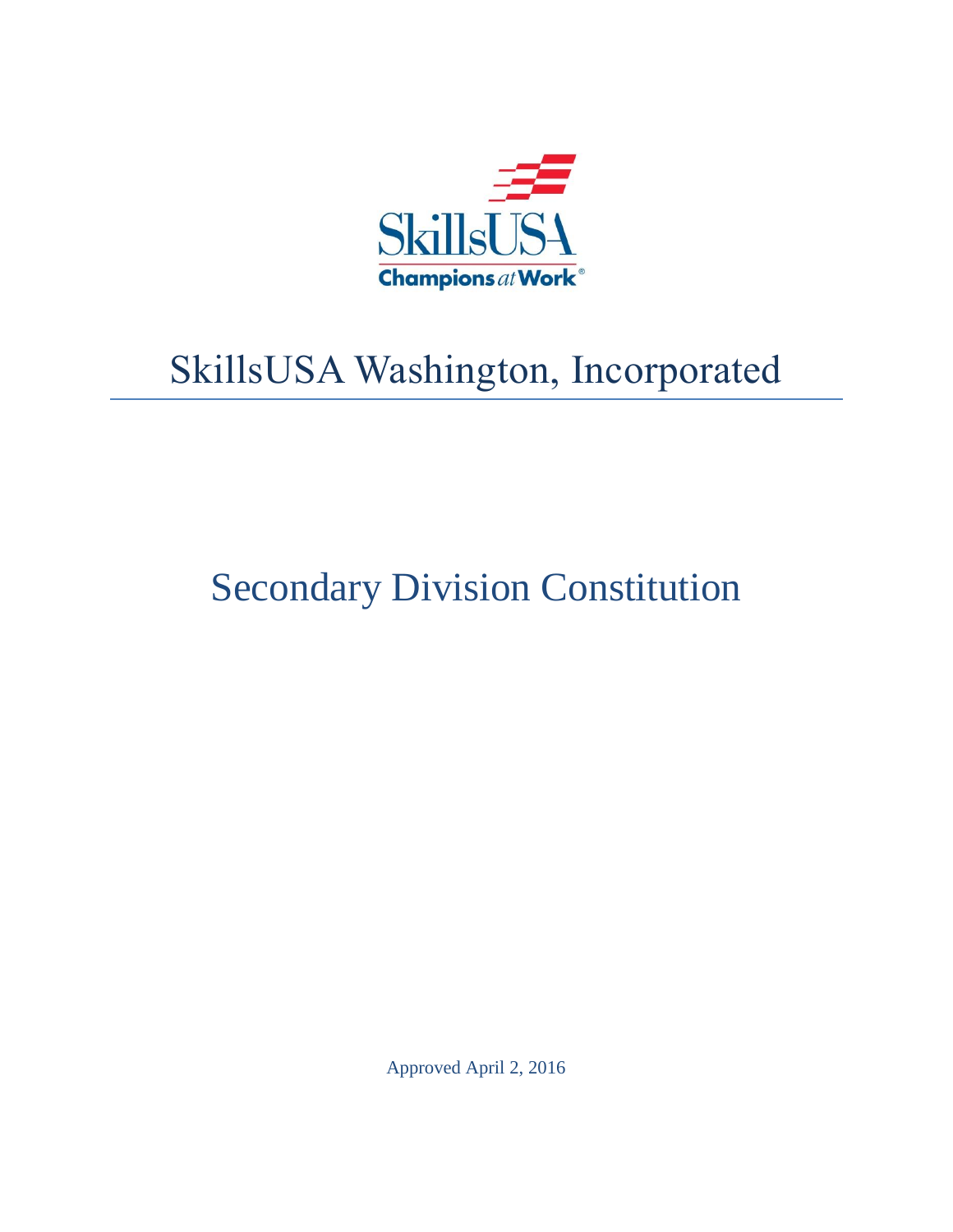SkillsUSA

Champions at Work®

# SkillsUSA Washington, Incorporated

# Secondary Division Constitution

Approved April 2, 2016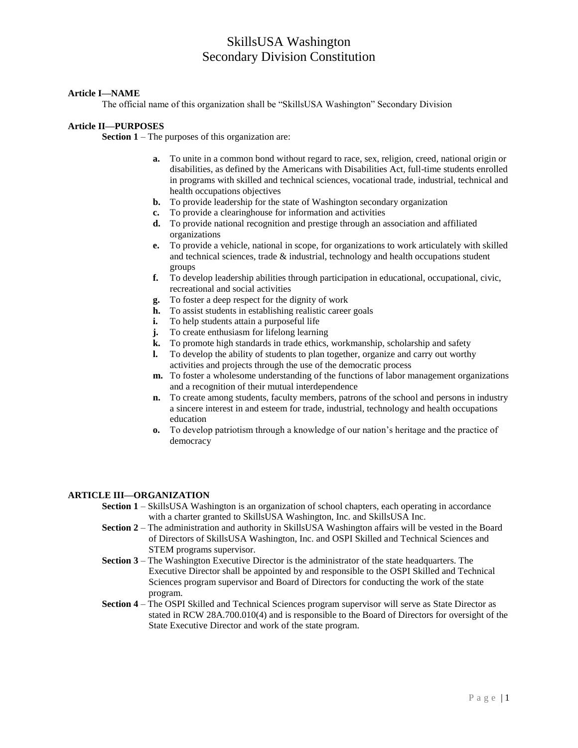# SkillsUSA Washington
# Secondary Division Constitution

**Article I—NAME**

The official name of this organization shall be "SkillsUSA Washington" Secondary Division

**Article II—PURPOSES**

**Section 1** – The purposes of this organization are:

- **a.** To unite in a common bond without regard to race, sex, religion, creed, national origin or disabilities, as defined by the Americans with Disabilities Act, full-time students enrolled in programs with skilled and technical sciences, vocational trade, industrial, technical and health occupations objectives
- **b.** To provide leadership for the state of Washington secondary organization
- **c.** To provide a clearinghouse for information and activities
- **d.** To provide national recognition and prestige through an association and affiliated organizations
- **e.** To provide a vehicle, national in scope, for organizations to work articulately with skilled and technical sciences, trade & industrial, technology and health occupations student groups
- **f.** To develop leadership abilities through participation in educational, occupational, civic, recreational and social activities
- **g.** To foster a deep respect for the dignity of work
- **h.** To assist students in establishing realistic career goals
- **i.** To help students attain a purposeful life
- **j.** To create enthusiasm for lifelong learning
- **k.** To promote high standards in trade ethics, workmanship, scholarship and safety
- **l.** To develop the ability of students to plan together, organize and carry out worthy activities and projects through the use of the democratic process
- **m.** To foster a wholesome understanding of the functions of labor management organizations and a recognition of their mutual interdependence
- **n.** To create among students, faculty members, patrons of the school and persons in industry a sincere interest in and esteem for trade, industrial, technology and health occupations education
- **o.** To develop patriotism through a knowledge of our nation's heritage and the practice of democracy

**ARTICLE III—ORGANIZATION**

**Section 1** – SkillsUSA Washington is an organization of school chapters, each operating in accordance with a charter granted to SkillsUSA Washington, Inc. and SkillsUSA Inc.

**Section 2** – The administration and authority in SkillsUSA Washington affairs will be vested in the Board of Directors of SkillsUSA Washington, Inc. and OSPI Skilled and Technical Sciences and STEM programs supervisor.

**Section 3** – The Washington Executive Director is the administrator of the state headquarters. The Executive Director shall be appointed by and responsible to the OSPI Skilled and Technical Sciences program supervisor and Board of Directors for conducting the work of the state program.

**Section 4** – The OSPI Skilled and Technical Sciences program supervisor will serve as State Director as stated in RCW 28A.700.010(4) and is responsible to the Board of Directors for oversight of the State Executive Director and work of the state program.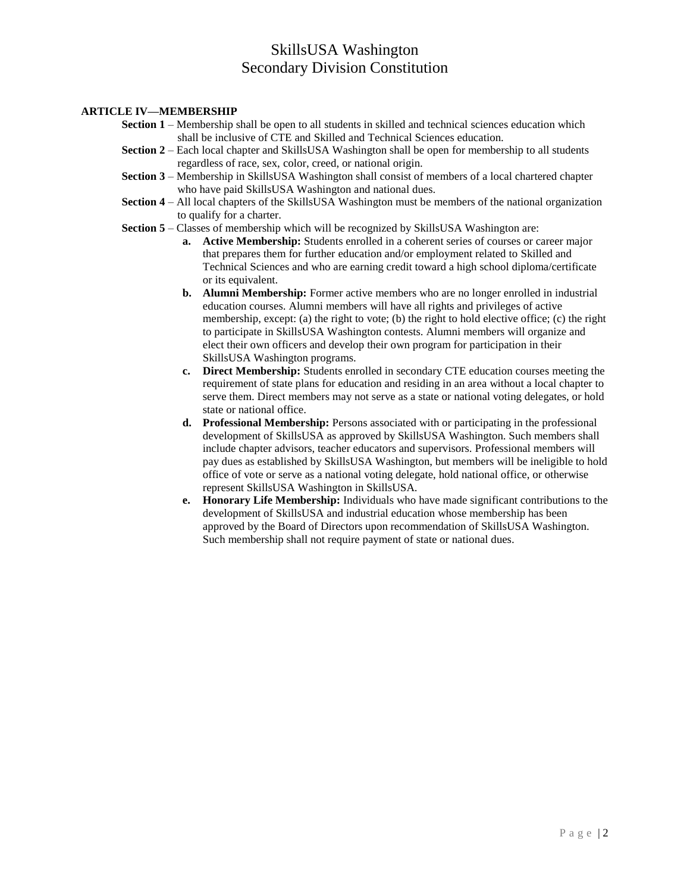# SkillsUSA Washington
# Secondary Division Constitution

**ARTICLE IV—MEMBERSHIP**

**Section 1** – Membership shall be open to all students in skilled and technical sciences education which shall be inclusive of CTE and Skilled and Technical Sciences education.

**Section 2** – Each local chapter and SkillsUSA Washington shall be open for membership to all students regardless of race, sex, color, creed, or national origin.

**Section 3** – Membership in SkillsUSA Washington shall consist of members of a local chartered chapter who have paid SkillsUSA Washington and national dues.

**Section 4** – All local chapters of the SkillsUSA Washington must be members of the national organization to qualify for a charter.

**Section 5** – Classes of membership which will be recognized by SkillsUSA Washington are:

- **a. Active Membership:** Students enrolled in a coherent series of courses or career major that prepares them for further education and/or employment related to Skilled and Technical Sciences and who are earning credit toward a high school diploma/certificate or its equivalent.
- **b. Alumni Membership:** Former active members who are no longer enrolled in industrial education courses. Alumni members will have all rights and privileges of active membership, except: (a) the right to vote; (b) the right to hold elective office; (c) the right to participate in SkillsUSA Washington contests. Alumni members will organize and elect their own officers and develop their own program for participation in their SkillsUSA Washington programs.
- **c. Direct Membership:** Students enrolled in secondary CTE education courses meeting the requirement of state plans for education and residing in an area without a local chapter to serve them. Direct members may not serve as a state or national voting delegates, or hold state or national office.
- **d. Professional Membership:** Persons associated with or participating in the professional development of SkillsUSA as approved by SkillsUSA Washington. Such members shall include chapter advisors, teacher educators and supervisors. Professional members will pay dues as established by SkillsUSA Washington, but members will be ineligible to hold office of vote or serve as a national voting delegate, hold national office, or otherwise represent SkillsUSA Washington in SkillsUSA.
- **e. Honorary Life Membership:** Individuals who have made significant contributions to the development of SkillsUSA and industrial education whose membership has been approved by the Board of Directors upon recommendation of SkillsUSA Washington. Such membership shall not require payment of state or national dues.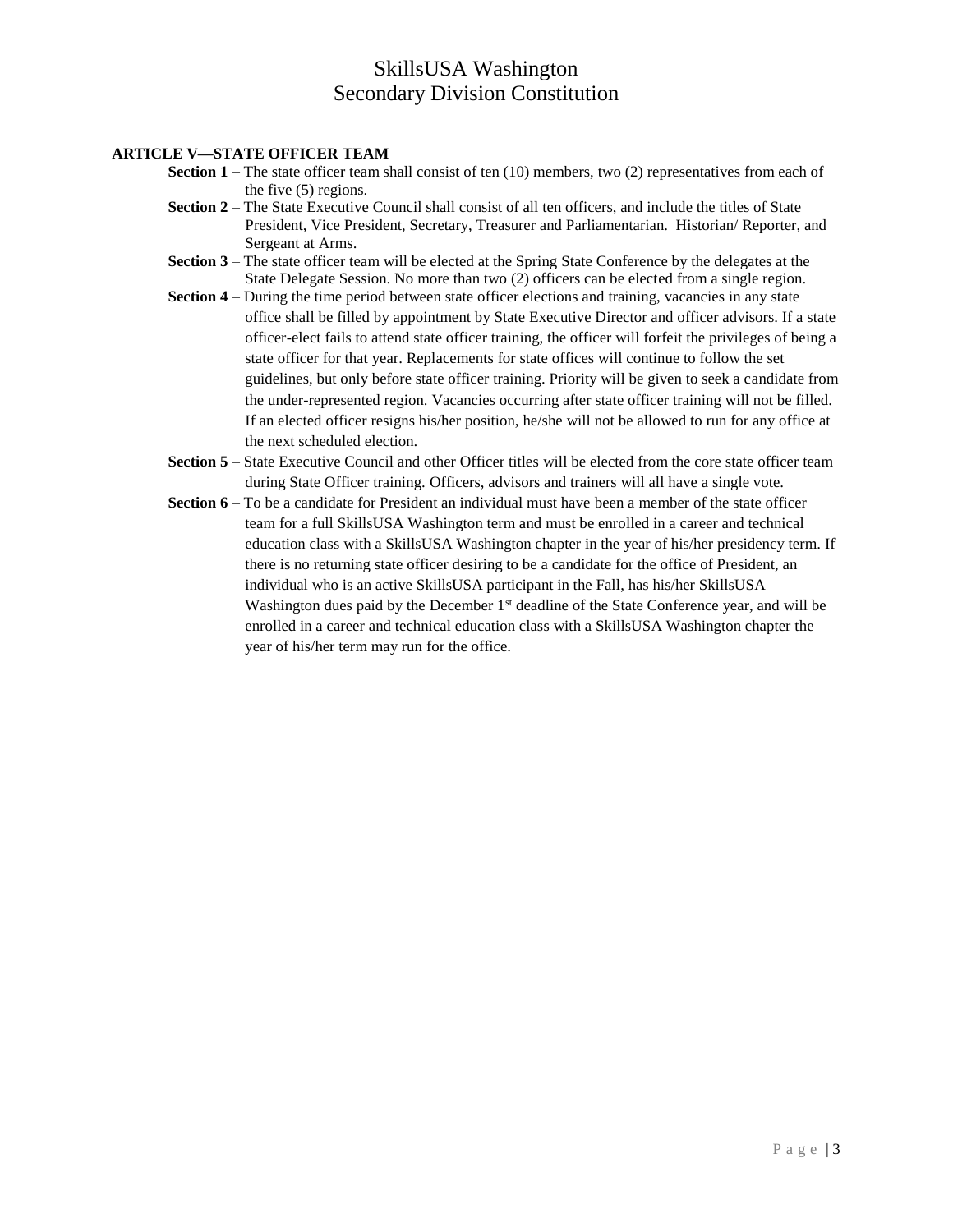**ARTICLE V—STATE OFFICER TEAM**

**Section 1** – The state officer team shall consist of ten (10) members, two (2) representatives from each of the five (5) regions.

**Section 2** – The State Executive Council shall consist of all ten officers, and include the titles of State President, Vice President, Secretary, Treasurer and Parliamentarian. Historian/ Reporter, and Sergeant at Arms.

**Section 3** – The state officer team will be elected at the Spring State Conference by the delegates at the State Delegate Session. No more than two (2) officers can be elected from a single region.

**Section 4** – During the time period between state officer elections and training, vacancies in any state office shall be filled by appointment by State Executive Director and officer advisors. If a state officer-elect fails to attend state officer training, the officer will forfeit the privileges of being a state officer for that year. Replacements for state offices will continue to follow the set guidelines, but only before state officer training. Priority will be given to seek a candidate from the under-represented region. Vacancies occurring after state officer training will not be filled. If an elected officer resigns his/her position, he/she will not be allowed to run for any office at the next scheduled election.

**Section 5** – State Executive Council and other Officer titles will be elected from the core state officer team during State Officer training. Officers, advisors and trainers will all have a single vote.

**Section 6** – To be a candidate for President an individual must have been a member of the state officer team for a full SkillsUSA Washington term and must be enrolled in a career and technical education class with a SkillsUSA Washington chapter in the year of his/her presidency term. If there is no returning state officer desiring to be a candidate for the office of President, an individual who is an active SkillsUSA participant in the Fall, has his/her SkillsUSA Washington dues paid by the December 1st deadline of the State Conference year, and will be enrolled in a career and technical education class with a SkillsUSA Washington chapter the year of his/her term may run for the office.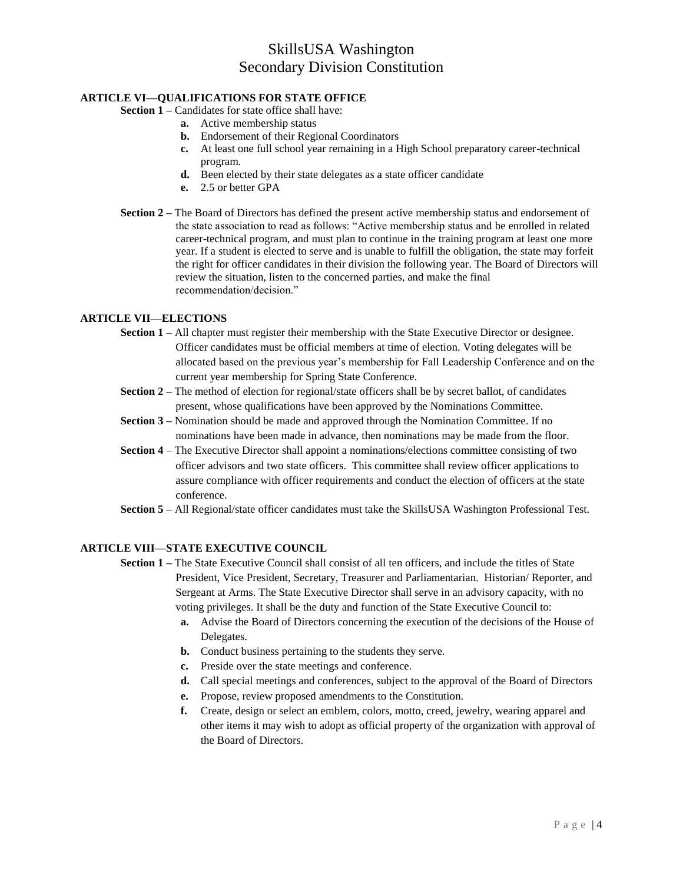# SkillsUSA Washington
# Secondary Division Constitution

**ARTICLE VI—QUALIFICATIONS FOR STATE OFFICE**

**Section 1 –** Candidates for state office shall have:

- **a.** Active membership status
- **b.** Endorsement of their Regional Coordinators
- **c.** At least one full school year remaining in a High School preparatory career-technical program.
- **d.** Been elected by their state delegates as a state officer candidate
- **e.** 2.5 or better GPA

**Section 2 –** The Board of Directors has defined the present active membership status and endorsement of the state association to read as follows: "Active membership status and be enrolled in related career-technical program, and must plan to continue in the training program at least one more year. If a student is elected to serve and is unable to fulfill the obligation, the state may forfeit the right for officer candidates in their division the following year. The Board of Directors will review the situation, listen to the concerned parties, and make the final recommendation/decision."

**ARTICLE VII—ELECTIONS**

**Section 1 –** All chapter must register their membership with the State Executive Director or designee. Officer candidates must be official members at time of election. Voting delegates will be allocated based on the previous year's membership for Fall Leadership Conference and on the current year membership for Spring State Conference.

**Section 2 –** The method of election for regional/state officers shall be by secret ballot, of candidates present, whose qualifications have been approved by the Nominations Committee.

**Section 3 –** Nomination should be made and approved through the Nomination Committee. If no nominations have been made in advance, then nominations may be made from the floor.

**Section 4** – The Executive Director shall appoint a nominations/elections committee consisting of two officer advisors and two state officers. This committee shall review officer applications to assure compliance with officer requirements and conduct the election of officers at the state conference.

**Section 5 –** All Regional/state officer candidates must take the SkillsUSA Washington Professional Test.

**ARTICLE VIII—STATE EXECUTIVE COUNCIL**

**Section 1 –** The State Executive Council shall consist of all ten officers, and include the titles of State President, Vice President, Secretary, Treasurer and Parliamentarian. Historian/ Reporter, and Sergeant at Arms. The State Executive Director shall serve in an advisory capacity, with no voting privileges. It shall be the duty and function of the State Executive Council to:

- **a.** Advise the Board of Directors concerning the execution of the decisions of the House of Delegates.
- **b.** Conduct business pertaining to the students they serve.
- **c.** Preside over the state meetings and conference.
- **d.** Call special meetings and conferences, subject to the approval of the Board of Directors
- **e.** Propose, review proposed amendments to the Constitution.
- **f.** Create, design or select an emblem, colors, motto, creed, jewelry, wearing apparel and other items it may wish to adopt as official property of the organization with approval of the Board of Directors.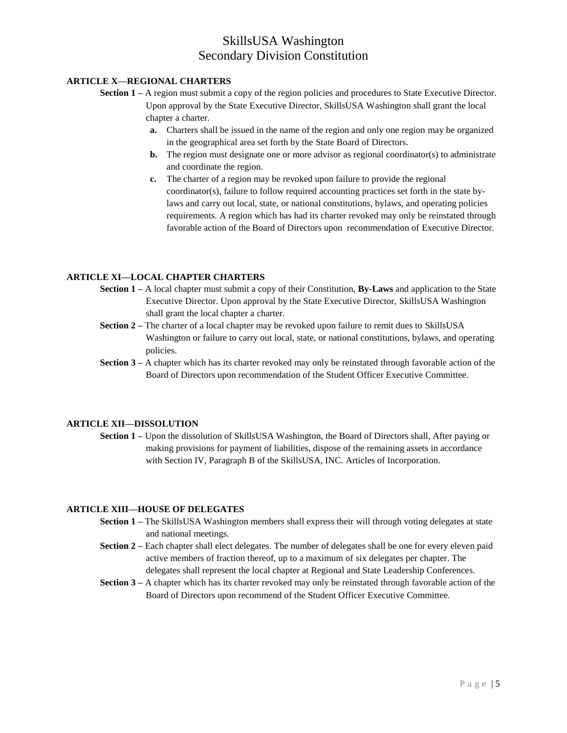# SkillsUSA Washington
# Secondary Division Constitution

**ARTICLE X—REGIONAL CHARTERS**

**Section 1 –** A region must submit a copy of the region policies and procedures to State Executive Director. Upon approval by the State Executive Director, SkillsUSA Washington shall grant the local chapter a charter.

- **a.** Charters shall be issued in the name of the region and only one region may be organized in the geographical area set forth by the State Board of Directors.
- **b.** The region must designate one or more advisor as regional coordinator(s) to administrate and coordinate the region.
- **c.** The charter of a region may be revoked upon failure to provide the regional coordinator(s), failure to follow required accounting practices set forth in the state by-laws and carry out local, state, or national constitutions, bylaws, and operating policies requirements. A region which has had its charter revoked may only be reinstated through favorable action of the Board of Directors upon recommendation of Executive Director.

**ARTICLE XI—LOCAL CHAPTER CHARTERS**

**Section 1 –** A local chapter must submit a copy of their Constitution, **By-Laws** and application to the State Executive Director. Upon approval by the State Executive Director, SkillsUSA Washington shall grant the local chapter a charter.

**Section 2 –** The charter of a local chapter may be revoked upon failure to remit dues to SkillsUSA Washington or failure to carry out local, state, or national constitutions, bylaws, and operating policies.

**Section 3 –** A chapter which has its charter revoked may only be reinstated through favorable action of the Board of Directors upon recommendation of the Student Officer Executive Committee.

**ARTICLE XII—DISSOLUTION**

**Section 1 –** Upon the dissolution of SkillsUSA Washington, the Board of Directors shall, After paying or making provisions for payment of liabilities, dispose of the remaining assets in accordance with Section IV, Paragraph B of the SkillsUSA, INC. Articles of Incorporation.

**ARTICLE XIII—HOUSE OF DELEGATES**

**Section 1 –** The SkillsUSA Washington members shall express their will through voting delegates at state and national meetings.

**Section 2 –** Each chapter shall elect delegates. The number of delegates shall be one for every eleven paid active members of fraction thereof, up to a maximum of six delegates per chapter. The delegates shall represent the local chapter at Regional and State Leadership Conferences.

**Section 3 –** A chapter which has its charter revoked may only be reinstated through favorable action of the Board of Directors upon recommend of the Student Officer Executive Committee.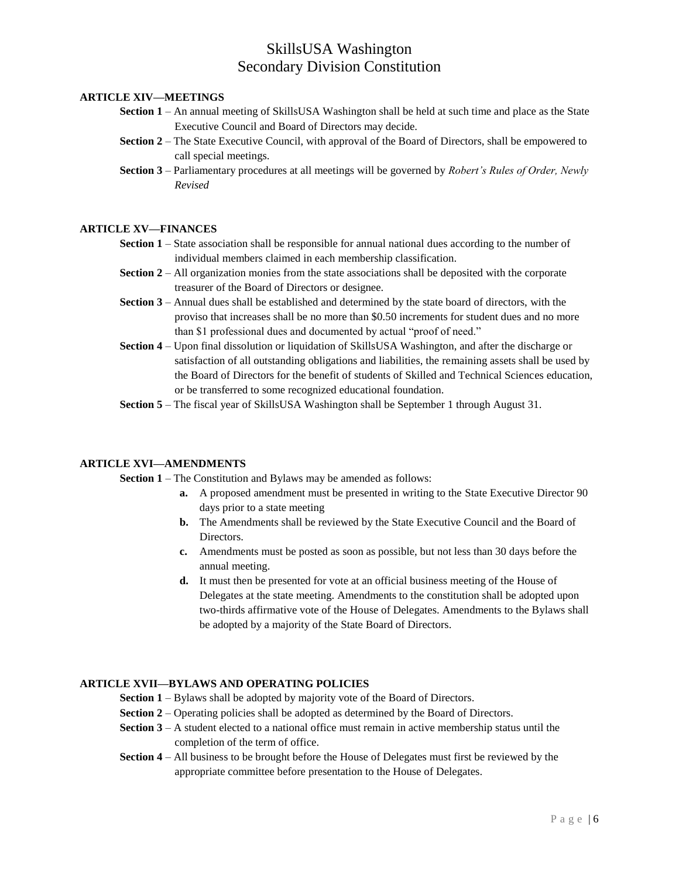**ARTICLE XIV—MEETINGS**

**Section 1** – An annual meeting of SkillsUSA Washington shall be held at such time and place as the State Executive Council and Board of Directors may decide.

**Section 2** – The State Executive Council, with approval of the Board of Directors, shall be empowered to call special meetings.

**Section 3** – Parliamentary procedures at all meetings will be governed by *Robert's Rules of Order, Newly Revised*

**ARTICLE XV—FINANCES**

**Section 1** – State association shall be responsible for annual national dues according to the number of individual members claimed in each membership classification.

**Section 2** – All organization monies from the state associations shall be deposited with the corporate treasurer of the Board of Directors or designee.

**Section 3** – Annual dues shall be established and determined by the state board of directors, with the proviso that increases shall be no more than $0.50 increments for student dues and no more than $1 professional dues and documented by actual "proof of need."

**Section 4** – Upon final dissolution or liquidation of SkillsUSA Washington, and after the discharge or satisfaction of all outstanding obligations and liabilities, the remaining assets shall be used by the Board of Directors for the benefit of students of Skilled and Technical Sciences education, or be transferred to some recognized educational foundation.

**Section 5** – The fiscal year of SkillsUSA Washington shall be September 1 through August 31.

**ARTICLE XVI—AMENDMENTS**

**Section 1** – The Constitution and Bylaws may be amended as follows:

- **a.** A proposed amendment must be presented in writing to the State Executive Director 90 days prior to a state meeting
- **b.** The Amendments shall be reviewed by the State Executive Council and the Board of Directors.
- **c.** Amendments must be posted as soon as possible, but not less than 30 days before the annual meeting.
- **d.** It must then be presented for vote at an official business meeting of the House of Delegates at the state meeting. Amendments to the constitution shall be adopted upon two-thirds affirmative vote of the House of Delegates. Amendments to the Bylaws shall be adopted by a majority of the State Board of Directors.

**ARTICLE XVII—BYLAWS AND OPERATING POLICIES**

**Section 1** – Bylaws shall be adopted by majority vote of the Board of Directors.

**Section 2** – Operating policies shall be adopted as determined by the Board of Directors.

**Section 3** – A student elected to a national office must remain in active membership status until the completion of the term of office.

**Section 4** – All business to be brought before the House of Delegates must first be reviewed by the appropriate committee before presentation to the House of Delegates.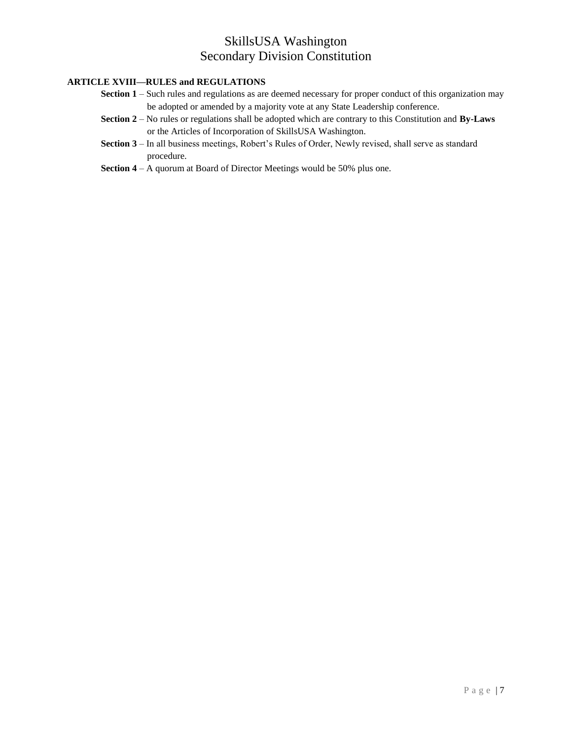**ARTICLE XVIII—RULES and REGULATIONS**

**Section 1** – Such rules and regulations as are deemed necessary for proper conduct of this organization may be adopted or amended by a majority vote at any State Leadership conference.

**Section 2** – No rules or regulations shall be adopted which are contrary to this Constitution and **By-Laws** or the Articles of Incorporation of SkillsUSA Washington.

**Section 3** – In all business meetings, Robert's Rules of Order, Newly revised, shall serve as standard procedure.

**Section 4** – A quorum at Board of Director Meetings would be 50% plus one.